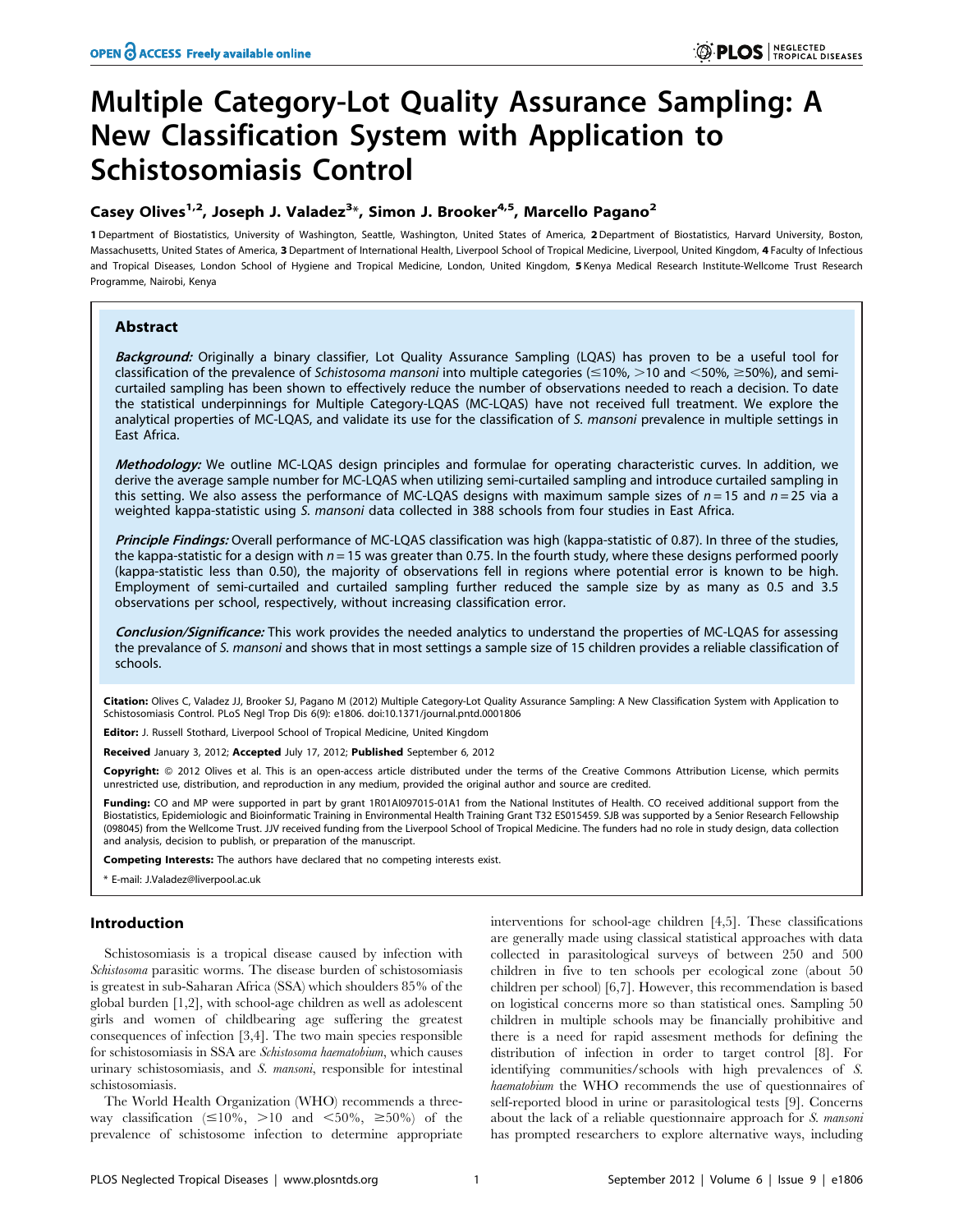# Multiple Category-Lot Quality Assurance Sampling: A New Classification System with Application to Schistosomiasis Control

**Casey Olives[1,2], Joseph J. Valadez[3]*, Simon J. Brooker[4,5], Marcello Pagano[2]**

**1** Department of Biostatistics, University of Washington, Seattle, Washington, United States of America, **2** Department of Biostatistics, Harvard University, Boston, Massachusetts, United States of America, **3** Department of International Health, Liverpool School of Tropical Medicine, Liverpool, United Kingdom, **4** Faculty of Infectious and Tropical Diseases, London School of Hygiene and Tropical Medicine, London, United Kingdom, **5** Kenya Medical Research Institute-Wellcome Trust Research Programme, Nairobi, Kenya

## Abstract

***Background:*** Originally a binary classifier, Lot Quality Assurance Sampling (LQAS) has proven to be a useful tool for classification of the prevalence of *Schistosoma mansoni* into multiple categories (≤10%, >10 and <50%, ≥50%), and semi-curtailed sampling has been shown to effectively reduce the number of observations needed to reach a decision. To date the statistical underpinnings for Multiple Category-LQAS (MC-LQAS) have not received full treatment. We explore the analytical properties of MC-LQAS, and validate its use for the classification of *S. mansoni* prevalence in multiple settings in East Africa.

***Methodology:*** We outline MC-LQAS design principles and formulae for operating characteristic curves. In addition, we derive the average sample number for MC-LQAS when utilizing semi-curtailed sampling and introduce curtailed sampling in this setting. We also assess the performance of MC-LQAS designs with maximum sample sizes of $n = 15$ and $n = 25$ via a weighted kappa-statistic using *S. mansoni* data collected in 388 schools from four studies in East Africa.

***Principle Findings:*** Overall performance of MC-LQAS classification was high (kappa-statistic of 0.87). In three of the studies, the kappa-statistic for a design with $n = 15$ was greater than 0.75. In the fourth study, where these designs performed poorly (kappa-statistic less than 0.50), the majority of observations fell in regions where potential error is known to be high. Employment of semi-curtailed and curtailed sampling further reduced the sample size by as many as 0.5 and 3.5 observations per school, respectively, without increasing classification error.

***Conclusion/Significance:*** This work provides the needed analytics to understand the properties of MC-LQAS for assessing the prevalance of *S. mansoni* and shows that in most settings a sample size of 15 children provides a reliable classification of schools.

**Citation:** Olives C, Valadez JJ, Brooker SJ, Pagano M (2012) Multiple Category-Lot Quality Assurance Sampling: A New Classification System with Application to Schistosomiasis Control. PLoS Negl Trop Dis 6(9): e1806. doi:10.1371/journal.pntd.0001806

**Editor:** J. Russell Stothard, Liverpool School of Tropical Medicine, United Kingdom

**Received** January 3, 2012; **Accepted** July 17, 2012; **Published** September 6, 2012

**Copyright:** © 2012 Olives et al. This is an open-access article distributed under the terms of the Creative Commons Attribution License, which permits unrestricted use, distribution, and reproduction in any medium, provided the original author and source are credited.

**Funding:** CO and MP were supported in part by grant 1R01AI097015-01A1 from the National Institutes of Health. CO received additional support from the Biostatistics, Epidemiologic and Bioinformatic Training in Environmental Health Training Grant T32 ES015459. SJB was supported by a Senior Research Fellowship (098045) from the Wellcome Trust. JJV received funding from the Liverpool School of Tropical Medicine. The funders had no role in study design, data collection and analysis, decision to publish, or preparation of the manuscript.

**Competing Interests:** The authors have declared that no competing interests exist.

* E-mail: J.Valadez@liverpool.ac.uk

## Introduction

Schistosomiasis is a tropical disease caused by infection with *Schistosoma* parasitic worms. The disease burden of schistosomiasis is greatest in sub-Saharan Africa (SSA) which shoulders 85% of the global burden [1,2], with school-age children as well as adolescent girls and women of childbearing age suffering the greatest consequences of infection [3,4]. The two main species responsible for schistosomiasis in SSA are *Schistosoma haematobium*, which causes urinary schistosomiasis, and *S. mansoni*, responsible for intestinal schistosomiasis.

The World Health Organization (WHO) recommends a three-way classification (≤10%, >10 and <50%, ≥50%) of the prevalence of schistosome infection to determine appropriate interventions for school-age children [4,5]. These classifications are generally made using classical statistical approaches with data collected in parasitological surveys of between 250 and 500 children in five to ten schools per ecological zone (about 50 children per school) [6,7]. However, this recommendation is based on logistical concerns more so than statistical ones. Sampling 50 children in multiple schools may be financially prohibitive and there is a need for rapid assesment methods for defining the distribution of infection in order to target control [8]. For identifying communities/schools with high prevalences of *S. haematobium* the WHO recommends the use of questionnaires of self-reported blood in urine or parasitological tests [9]. Concerns about the lack of a reliable questionnaire approach for *S. mansoni* has prompted researchers to explore alternative ways, including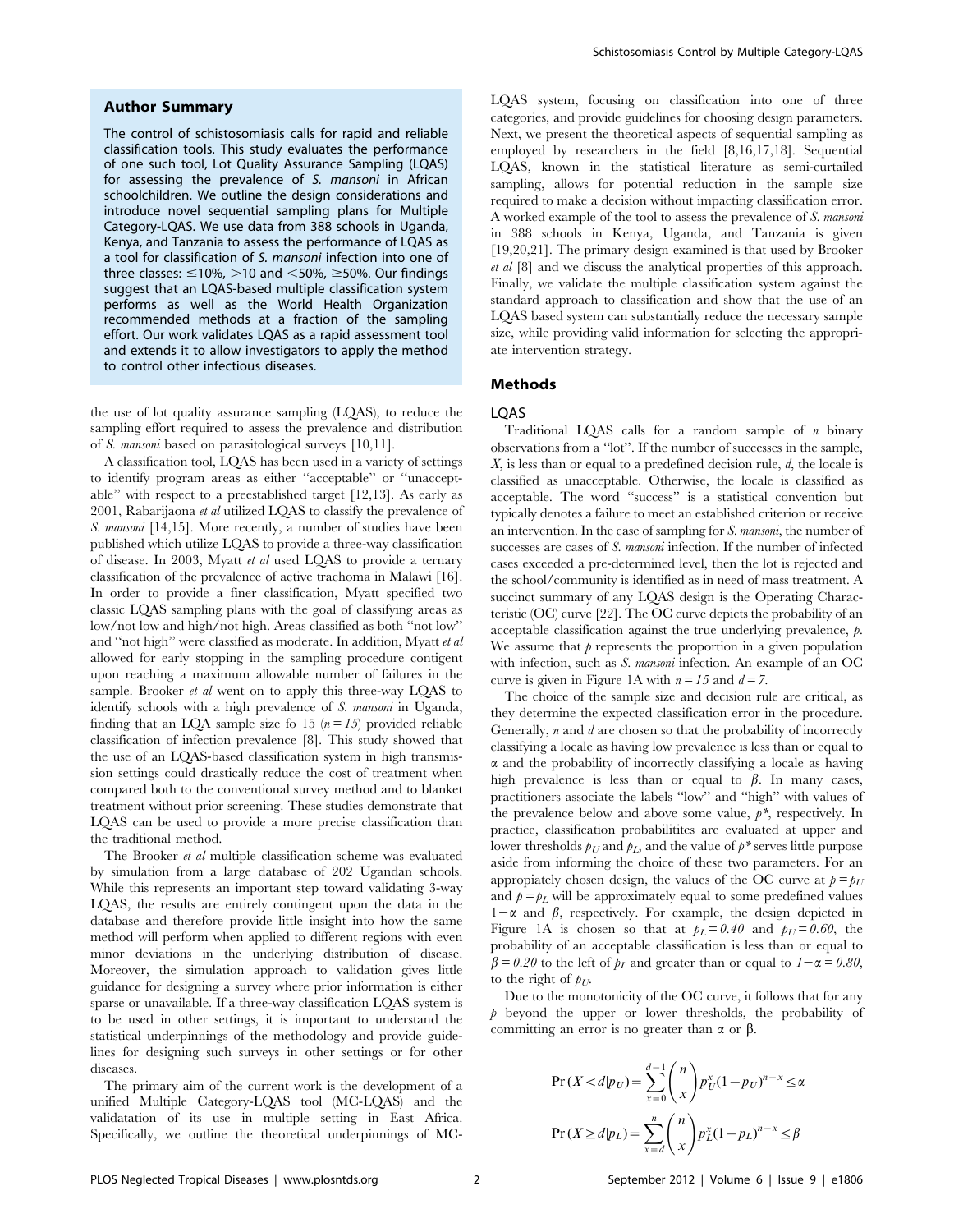## Author Summary

The control of schistosomiasis calls for rapid and reliable classification tools. This study evaluates the performance of one such tool, Lot Quality Assurance Sampling (LQAS) for assessing the prevalence of *S. mansoni* in African schoolchildren. We outline the design considerations and introduce novel sequential sampling plans for Multiple Category-LQAS. We use data from 388 schools in Uganda, Kenya, and Tanzania to assess the performance of LQAS as a tool for classification of *S. mansoni* infection into one of three classes: ≤10%, >10 and <50%, ≥50%. Our findings suggest that an LQAS-based multiple classification system performs as well as the World Health Organization recommended methods at a fraction of the sampling effort. Our work validates LQAS as a rapid assessment tool and extends it to allow investigators to apply the method to control other infectious diseases.

the use of lot quality assurance sampling (LQAS), to reduce the sampling effort required to assess the prevalence and distribution of *S. mansoni* based on parasitological surveys [10,11].

A classification tool, LQAS has been used in a variety of settings to identify program areas as either "acceptable" or "unacceptable" with respect to a preestablished target [12,13]. As early as 2001, Rabarijaona *et al* utilized LQAS to classify the prevalence of *S. mansoni* [14,15]. More recently, a number of studies have been published which utilize LQAS to provide a three-way classification of disease. In 2003, Myatt *et al* used LQAS to provide a ternary classification of the prevalence of active trachoma in Malawi [16]. In order to provide a finer classification, Myatt specified two classic LQAS sampling plans with the goal of classifying areas as low/not low and high/not high. Areas classified as both "not low" and "not high" were classified as moderate. In addition, Myatt *et al* allowed for early stopping in the sampling procedure contigent upon reaching a maximum allowable number of failures in the sample. Brooker *et al* went on to apply this three-way LQAS to identify schools with a high prevalence of *S. mansoni* in Uganda, finding that an LQA sample size fo 15 ($n = 15$) provided reliable classification of infection prevalence [8]. This study showed that the use of an LQAS-based classification system in high transmission settings could drastically reduce the cost of treatment when compared both to the conventional survey method and to blanket treatment without prior screening. These studies demonstrate that LQAS can be used to provide a more precise classification than the traditional method.

The Brooker *et al* multiple classification scheme was evaluated by simulation from a large database of 202 Ugandan schools. While this represents an important step toward validating 3-way LQAS, the results are entirely contingent upon the data in the database and therefore provide little insight into how the same method will perform when applied to different regions with even minor deviations in the underlying distribution of disease. Moreover, the simulation approach to validation gives little guidance for designing a survey where prior information is either sparse or unavailable. If a three-way classification LQAS system is to be used in other settings, it is important to understand the statistical underpinnings of the methodology and provide guidelines for designing such surveys in other settings or for other diseases.

The primary aim of the current work is the development of a unified Multiple Category-LQAS tool (MC-LQAS) and the validatation of its use in multiple setting in East Africa. Specifically, we outline the theoretical underpinnings of MC-LQAS system, focusing on classification into one of three categories, and provide guidelines for choosing design parameters. Next, we present the theoretical aspects of sequential sampling as employed by researchers in the field [8,16,17,18]. Sequential LQAS, known in the statistical literature as semi-curtailed sampling, allows for potential reduction in the sample size required to make a decision without impacting classification error. A worked example of the tool to assess the prevalence of *S. mansoni* in 388 schools in Kenya, Uganda, and Tanzania is given [19,20,21]. The primary design examined is that used by Brooker *et al* [8] and we discuss the analytical properties of this approach. Finally, we validate the multiple classification system against the standard approach to classification and show that the use of an LQAS based system can substantially reduce the necessary sample size, while providing valid information for selecting the appropriate intervention strategy.

## Methods

### LQAS

Traditional LQAS calls for a random sample of $n$ binary observations from a "lot". If the number of successes in the sample, $X$, is less than or equal to a predefined decision rule, $d$, the locale is classified as unacceptable. Otherwise, the locale is classified as acceptable. The word "success" is a statistical convention but typically denotes a failure to meet an established criterion or receive an intervention. In the case of sampling for *S. mansoni*, the number of successes are cases of *S. mansoni* infection. If the number of infected cases exceeded a pre-determined level, then the lot is rejected and the school/community is identified as in need of mass treatment. A succinct summary of any LQAS design is the Operating Characteristic (OC) curve [22]. The OC curve depicts the probability of an acceptable classification against the true underlying prevalence, $p$. We assume that $p$ represents the proportion in a given population with infection, such as *S. mansoni* infection. An example of an OC curve is given in Figure 1A with $n = 15$ and $d = 7$.

The choice of the sample size and decision rule are critical, as they determine the expected classification error in the procedure. Generally, $n$ and $d$ are chosen so that the probability of incorrectly classifying a locale as having low prevalence is less than or equal to $\alpha$ and the probability of incorrectly classifying a locale as having high prevalence is less than or equal to $\beta$. In many cases, practitioners associate the labels "low" and "high" with values of the prevalence below and above some value, $p^*$, respectively. In practice, classification probabilitites are evaluated at upper and lower thresholds $p_U$ and $p_L$, and the value of $p^*$ serves little purpose aside from informing the choice of these two parameters. For an appropiately chosen design, the values of the OC curve at $p = p_U$ and $p = p_L$ will be approximately equal to some predefined values $1-\alpha$ and $\beta$, respectively. For example, the design depicted in Figure 1A is chosen so that at $p_L = 0.40$ and $p_U = 0.60$, the probability of an acceptable classification is less than or equal to $\beta = 0.20$ to the left of $p_L$ and greater than or equal to $1-\alpha = 0.80$, to the right of $p_U$.

Due to the monotonicity of the OC curve, it follows that for any $p$ beyond the upper or lower thresholds, the probability of committing an error is no greater than $\alpha$ or $\beta$.

$$\Pr(X < d|p_U) = \sum_{x=0}^{d-1} \binom{n}{x} p_U^x (1-p_U)^{n-x} \leq \alpha$$

$$\Pr(X \geq d|p_L) = \sum_{x=d}^{n} \binom{n}{x} p_L^x (1-p_L)^{n-x} \leq \beta$$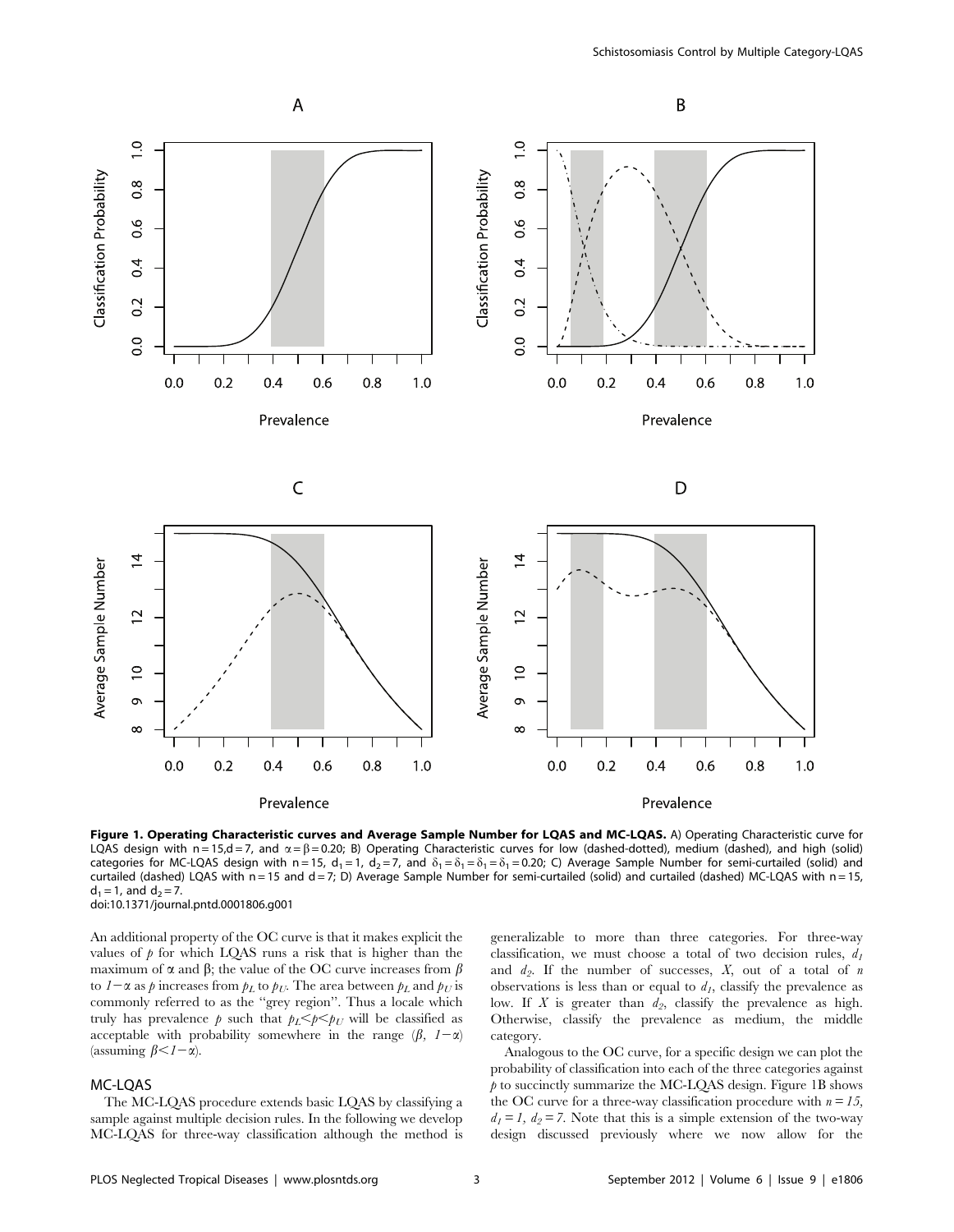A

Classification Probability

0.0 0.2 0.4 0.6 0.8 1.0

0.0 0.2 0.4 0.6 0.8 1.0

Prevalence

B

Classification Probability

0.0 0.2 0.4 0.6 0.8 1.0

0.0 0.2 0.4 0.6 0.8 1.0

Prevalence

C

Average Sample Number

8 9 10 12 14

0.0 0.2 0.4 0.6 0.8 1.0

Prevalence

D

Average Sample Number

8 9 10 12 14

0.0 0.2 0.4 0.6 0.8 1.0

Prevalence

**Figure 1. Operating Characteristic curves and Average Sample Number for LQAS and MC-LQAS.** A) Operating Characteristic curve for LQAS design with n = 15,d = 7, and $\alpha = \beta = 0.20$; B) Operating Characteristic curves for low (dashed-dotted), medium (dashed), and high (solid) categories for MC-LQAS design with n = 15, $d_1 = 1$, $d_2 = 7$, and $\delta_1 = \delta_1 = \delta_1 = \delta_1 = 0.20$; C) Average Sample Number for semi-curtailed (solid) and curtailed (dashed) LQAS with n = 15 and d = 7; D) Average Sample Number for semi-curtailed (solid) and curtailed (dashed) MC-LQAS with n = 15, $d_1 = 1$, and $d_2 = 7$.
doi:10.1371/journal.pntd.0001806.g001

An additional property of the OC curve is that it makes explicit the values of $p$ for which LQAS runs a risk that is higher than the maximum of $\alpha$ and $\beta$; the value of the OC curve increases from $\beta$ to $1-\alpha$ as $p$ increases from $p_L$ to $p_U$. The area between $p_L$ and $p_U$ is commonly referred to as the "grey region". Thus a locale which truly has prevalence $p$ such that $p_L < p < p_U$ will be classified as acceptable with probability somewhere in the range ($\beta$, $1-\alpha$) (assuming $\beta < 1-\alpha$).

### MC-LQAS

The MC-LQAS procedure extends basic LQAS by classifying a sample against multiple decision rules. In the following we develop MC-LQAS for three-way classification although the method is generalizable to more than three categories. For three-way classification, we must choose a total of two decision rules, $d_1$ and $d_2$. If the number of successes, $X$, out of a total of $n$ observations is less than or equal to $d_1$, classify the prevalence as low. If $X$ is greater than $d_2$, classify the prevalence as high. Otherwise, classify the prevalence as medium, the middle category.

Analogous to the OC curve, for a specific design we can plot the probability of classification into each of the three categories against $p$ to succinctly summarize the MC-LQAS design. Figure 1B shows the OC curve for a three-way classification procedure with $n = 15$, $d_1 = 1$, $d_2 = 7$. Note that this is a simple extension of the two-way design discussed previously where we now allow for the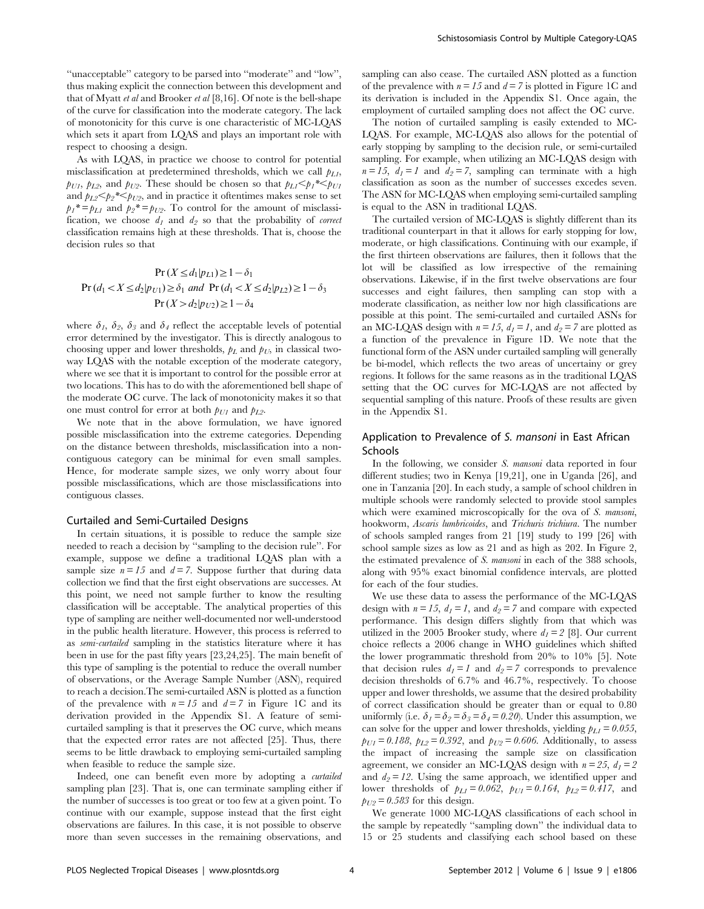"unacceptable" category to be parsed into "moderate" and "low", thus making explicit the connection between this development and that of Myatt *et al* and Brooker *et al* [8,16]. Of note is the bell-shape of the curve for classification into the moderate category. The lack of monotonicity for this curve is one characteristic of MC-LQAS which sets it apart from LQAS and plays an important role with respect to choosing a design.

As with LQAS, in practice we choose to control for potential misclassification at predetermined thresholds, which we call $p_{L1}$, $p_{U1}$, $p_{L2}$, and $p_{U2}$. These should be chosen so that $p_{L1} < p_1^* < p_{U1}$ and $p_{L2} < p_2^* < p_{U2}$, and in practice it oftentimes makes sense to set $p_1^* = p_{L1}$ and $p_2^* = p_{U2}$. To control for the amount of misclassification, we choose $d_1$ and $d_2$ so that the probability of *correct* classification remains high at these thresholds. That is, choose the decision rules so that

$$\Pr(X \le d_1 | p_{L1}) \ge 1 - \delta_1$$
$$\Pr(d_1 < X \le d_2 | p_{U1}) \ge \delta_1 \text{ and } \Pr(d_1 < X \le d_2 | p_{L2}) \ge 1 - \delta_3$$
$$\Pr(X > d_2 | p_{U2}) \ge 1 - \delta_4$$

where $\delta_1$, $\delta_2$, $\delta_3$ and $\delta_4$ reflect the acceptable levels of potential error determined by the investigator. This is directly analogous to choosing upper and lower thresholds, $p_L$ and $p_U$, in classical two-way LQAS with the notable exception of the moderate category, where we see that it is important to control for the possible error at two locations. This has to do with the aforementioned bell shape of the moderate OC curve. The lack of monotonicity makes it so that one must control for error at both $p_{U1}$ and $p_{L2}$.

We note that in the above formulation, we have ignored possible misclassification into the extreme categories. Depending on the distance between thresholds, misclassification into a non-contiguous category can be minimal for even small samples. Hence, for moderate sample sizes, we only worry about four possible misclassifications, which are those misclassifications into contiguous classes.

### Curtailed and Semi-Curtailed Designs

In certain situations, it is possible to reduce the sample size needed to reach a decision by "sampling to the decision rule". For example, suppose we define a traditional LQAS plan with a sample size $n = 15$ and $d = 7$. Suppose further that during data collection we find that the first eight observations are successes. At this point, we need not sample further to know the resulting classification will be acceptable. The analytical properties of this type of sampling are neither well-documented nor well-understood in the public health literature. However, this process is referred to as *semi-curtailed* sampling in the statistics literature where it has been in use for the past fifty years [23,24,25]. The main benefit of this type of sampling is the potential to reduce the overall number of observations, or the Average Sample Number (ASN), required to reach a decision.The semi-curtailed ASN is plotted as a function of the prevalence with $n = 15$ and $d = 7$ in Figure 1C and its derivation provided in the Appendix S1. A feature of semi-curtailed sampling is that it preserves the OC curve, which means that the expected error rates are not affected [25]. Thus, there seems to be little drawback to employing semi-curtailed sampling when feasible to reduce the sample size.

Indeed, one can benefit even more by adopting a *curtailed* sampling plan [23]. That is, one can terminate sampling either if the number of successes is too great or too few at a given point. To continue with our example, suppose instead that the first eight observations are failures. In this case, it is not possible to observe more than seven successes in the remaining observations, and sampling can also cease. The curtailed ASN plotted as a function of the prevalence with $n = 15$ and $d = 7$ is plotted in Figure 1C and its derivation is included in the Appendix S1. Once again, the employment of curtailed sampling does not affect the OC curve.

The notion of curtailed sampling is easily extended to MC-LQAS. For example, MC-LQAS also allows for the potential of early stopping by sampling to the decision rule, or semi-curtailed sampling. For example, when utilizing an MC-LQAS design with $n = 15$, $d_1 = 1$ and $d_2 = 7$, sampling can terminate with a high classification as soon as the number of successes excedes seven. The ASN for MC-LQAS when employing semi-curtailed sampling is equal to the ASN in traditional LQAS.

The curtailed version of MC-LQAS is slightly different than its traditional counterpart in that it allows for early stopping for low, moderate, or high classifications. Continuing with our example, if the first thirteen observations are failures, then it follows that the lot will be classified as low irrespective of the remaining observations. Likewise, if in the first twelve observations are four successes and eight failures, then sampling can stop with a moderate classification, as neither low nor high classifications are possible at this point. The semi-curtailed and curtailed ASNs for an MC-LQAS design with $n = 15$, $d_1 = 1$, and $d_2 = 7$ are plotted as a function of the prevalence in Figure 1D. We note that the functional form of the ASN under curtailed sampling will generally be bi-model, which reflects the two areas of uncertainy or grey regions. It follows for the same reasons as in the traditional LQAS setting that the OC curves for MC-LQAS are not affected by sequential sampling of this nature. Proofs of these results are given in the Appendix S1.

### Application to Prevalence of *S. mansoni* in East African Schools

In the following, we consider *S. mansoni* data reported in four different studies; two in Kenya [19,21], one in Uganda [26], and one in Tanzania [20]. In each study, a sample of school children in multiple schools were randomly selected to provide stool samples which were examined microscopically for the ova of *S. mansoni*, hookworm, *Ascaris lumbricoides*, and *Trichuris trichiura*. The number of schools sampled ranges from 21 [19] study to 199 [26] with school sample sizes as low as 21 and as high as 202. In Figure 2, the estimated prevalence of *S. mansoni* in each of the 388 schools, along with 95% exact binomial confidence intervals, are plotted for each of the four studies.

We use these data to assess the performance of the MC-LQAS design with $n = 15$, $d_1 = 1$, and $d_2 = 7$ and compare with expected performance. This design differs slightly from that which was utilized in the 2005 Brooker study, where $d_1 = 2$ [8]. Our current choice reflects a 2006 change in WHO guidelines which shifted the lower programmatic threshold from 20% to 10% [5]. Note that decision rules $d_1 = 1$ and $d_2 = 7$ corresponds to prevalence decision thresholds of 6.7% and 46.7%, respectively. To choose upper and lower thresholds, we assume that the desired probability of correct classification should be greater than or equal to 0.80 uniformly (i.e. $\delta_1 = \delta_2 = \delta_3 = \delta_4 = 0.20$). Under this assumption, we can solve for the upper and lower thresholds, yielding $p_{L1} = 0.055$, $p_{U1} = 0.188$, $p_{L2} = 0.392$, and $p_{U2} = 0.606$. Additionally, to assess the impact of increasing the sample size on classification agreement, we consider an MC-LQAS design with $n = 25$, $d_1 = 2$ and $d_2 = 12$. Using the same approach, we identified upper and lower thresholds of $p_{L1} = 0.062$, $p_{U1} = 0.164$, $p_{L2} = 0.417$, and $p_{U2} = 0.583$ for this design.

We generate 1000 MC-LQAS classifications of each school in the sample by repeatedly "sampling down" the individual data to 15 or 25 students and classifying each school based on these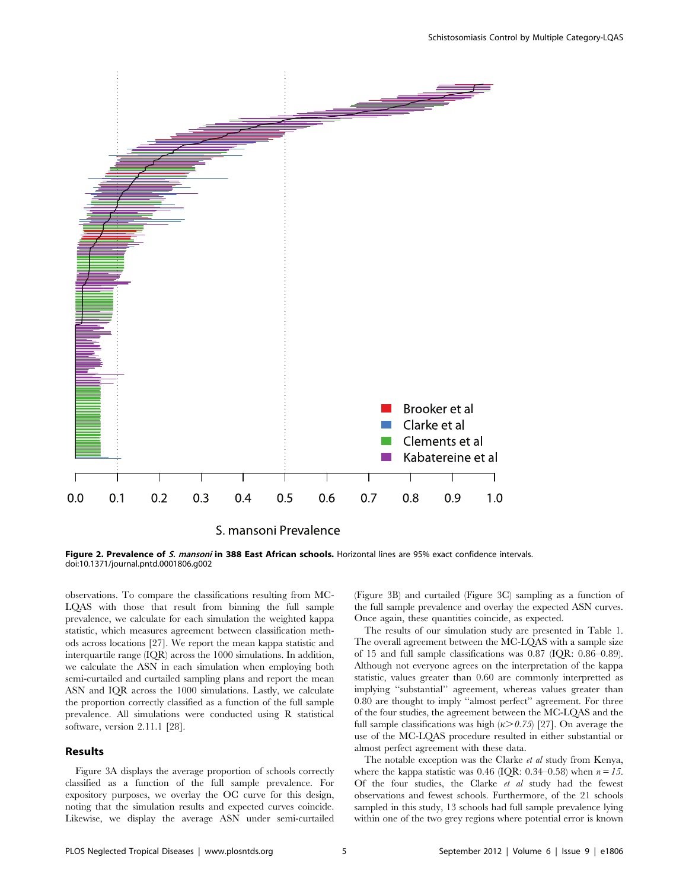Brooker et al
Clarke et al
Clements et al
Kabatereine et al

0.0 0.1 0.2 0.3 0.4 0.5 0.6 0.7 0.8 0.9 1.0

S. mansoni Prevalence

**Figure 2. Prevalence of *S. mansoni* in 388 East African schools.** Horizontal lines are 95% exact confidence intervals.
doi:10.1371/journal.pntd.0001806.g002

observations. To compare the classifications resulting from MC-LQAS with those that result from binning the full sample prevalence, we calculate for each simulation the weighted kappa statistic, which measures agreement between classification methods across locations [27]. We report the mean kappa statistic and interquartile range (IQR) across the 1000 simulations. In addition, we calculate the ASN in each simulation when employing both semi-curtailed and curtailed sampling plans and report the mean ASN and IQR across the 1000 simulations. Lastly, we calculate the proportion correctly classified as a function of the full sample prevalence. All simulations were conducted using R statistical software, version 2.11.1 [28].

## Results

Figure 3A displays the average proportion of schools correctly classified as a function of the full sample prevalence. For expository purposes, we overlay the OC curve for this design, noting that the simulation results and expected curves coincide. Likewise, we display the average ASN under semi-curtailed (Figure 3B) and curtailed (Figure 3C) sampling as a function of the full sample prevalence and overlay the expected ASN curves. Once again, these quantities coincide, as expected.

The results of our simulation study are presented in Table 1. The overall agreement between the MC-LQAS with a sample size of 15 and full sample classifications was 0.87 (IQR: 0.86–0.89). Although not everyone agrees on the interpretation of the kappa statistic, values greater than 0.60 are commonly interpretted as implying "substantial" agreement, whereas values greater than 0.80 are thought to imply "almost perfect" agreement. For three of the four studies, the agreement between the MC-LQAS and the full sample classifications was high ($\kappa > 0.75$) [27]. On average the use of the MC-LQAS procedure resulted in either substantial or almost perfect agreement with these data.

The notable exception was the Clarke *et al* study from Kenya, where the kappa statistic was 0.46 (IQR: 0.34–0.58) when $n = 15$. Of the four studies, the Clarke *et al* study had the fewest observations and fewest schools. Furthermore, of the 21 schools sampled in this study, 13 schools had full sample prevalence lying within one of the two grey regions where potential error is known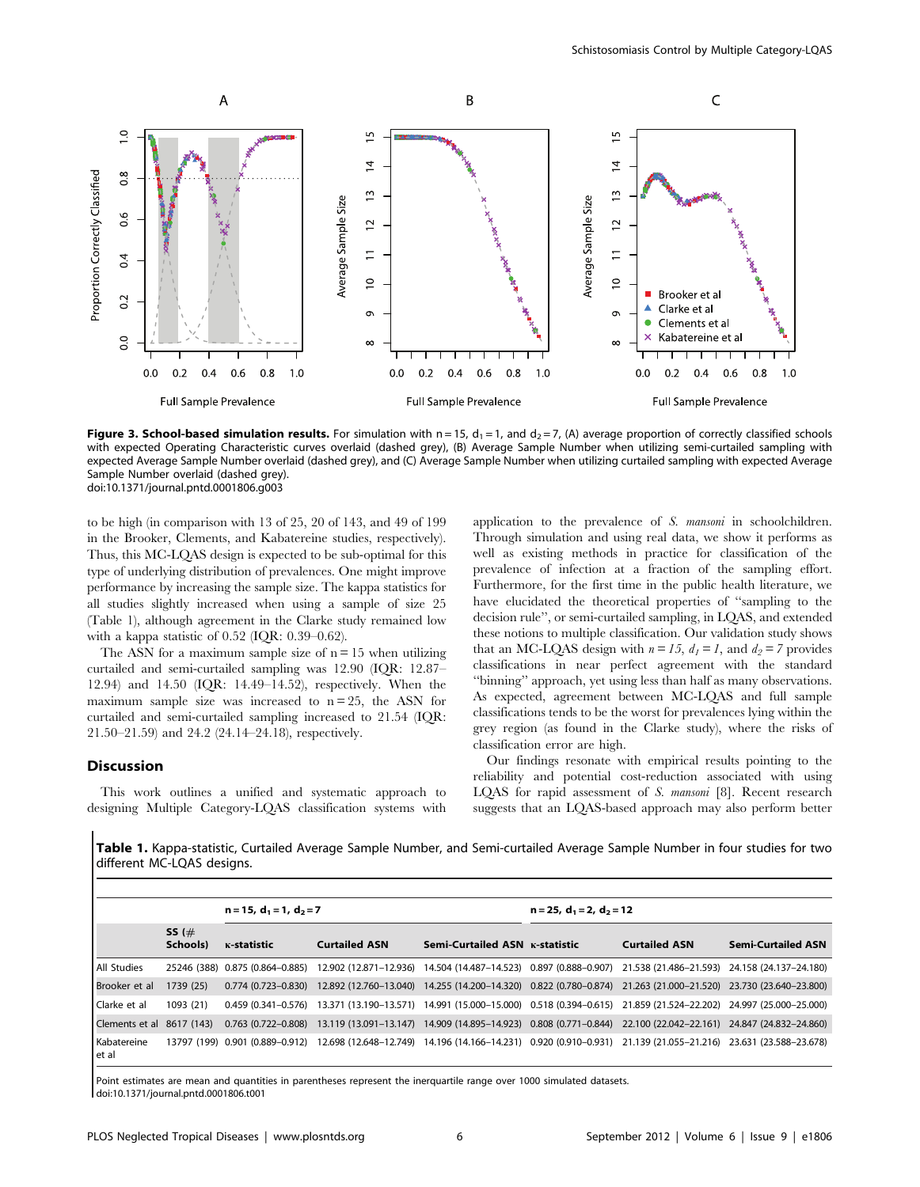A

B

C

Proportion Correctly Classified

0.0 0.2 0.4 0.6 0.8 1.0

Full Sample Prevalence

Average Sample Size

8 9 10 11 12 13 14 15

Brooker et al
Clarke et al
Clements et al
Kabatereine et al

**Figure 3. School-based simulation results.** For simulation with n = 15, $d_1 = 1$, and $d_2 = 7$, (A) average proportion of correctly classified schools with expected Operating Characteristic curves overlaid (dashed grey), (B) Average Sample Number when utilizing semi-curtailed sampling with expected Average Sample Number overlaid (dashed grey), and (C) Average Sample Number when utilizing curtailed sampling with expected Average Sample Number overlaid (dashed grey).
doi:10.1371/journal.pntd.0001806.g003

to be high (in comparison with 13 of 25, 20 of 143, and 49 of 199 in the Brooker, Clements, and Kabatereine studies, respectively). Thus, this MC-LQAS design is expected to be sub-optimal for this type of underlying distribution of prevalences. One might improve performance by increasing the sample size. The kappa statistics for all studies slightly increased when using a sample of size 25 (Table 1), although agreement in the Clarke study remained low with a kappa statistic of 0.52 (IQR: 0.39–0.62).

The ASN for a maximum sample size of n = 15 when utilizing curtailed and semi-curtailed sampling was 12.90 (IQR: 12.87–12.94) and 14.50 (IQR: 14.49–14.52), respectively. When the maximum sample size was increased to n = 25, the ASN for curtailed and semi-curtailed sampling increased to 21.54 (IQR: 21.50–21.59) and 24.2 (24.14–24.18), respectively.

## Discussion

This work outlines a unified and systematic approach to designing Multiple Category-LQAS classification systems with application to the prevalence of *S. mansoni* in schoolchildren. Through simulation and using real data, we show it performs as well as existing methods in practice for classification of the prevalence of infection at a fraction of the sampling effort. Furthermore, for the first time in the public health literature, we have elucidated the theoretical properties of "sampling to the decision rule", or semi-curtailed sampling, in LQAS, and extended these notions to multiple classification. Our validation study shows that an MC-LQAS design with $n = 15$, $d_1 = 1$, and $d_2 = 7$ provides classifications in near perfect agreement with the standard "binning" approach, yet using less than half as many observations. As expected, agreement between MC-LQAS and full sample classifications tends to be the worst for prevalences lying within the grey region (as found in the Clarke study), where the risks of classification error are high.

Our findings resonate with empirical results pointing to the reliability and potential cost-reduction associated with using LQAS for rapid assessment of *S. mansoni* [8]. Recent research suggests that an LQAS-based approach may also perform better

**Table 1.** Kappa-statistic, Curtailed Average Sample Number, and Semi-curtailed Average Sample Number in four studies for two different MC-LQAS designs.

| | | n = 15, $d_1 = 1$, $d_2 = 7$ | | | n = 25, $d_1 = 2$, $d_2 = 12$ | | |
|---|---|---|---|---|---|---|---|
| | SS (# Schools) | κ-statistic | Curtailed ASN | Semi-Curtailed ASN | κ-statistic | Curtailed ASN | Semi-Curtailed ASN |
| All Studies | 25246 (388) | 0.875 (0.864–0.885) | 12.902 (12.871–12.936) | 14.504 (14.487–14.523) | 0.897 (0.888–0.907) | 21.538 (21.486–21.593) | 24.158 (24.137–24.180) |
| Brooker et al | 1739 (25) | 0.774 (0.723–0.830) | 12.892 (12.760–13.040) | 14.255 (14.200–14.320) | 0.822 (0.780–0.874) | 21.263 (21.000–21.520) | 23.730 (23.640–23.800) |
| Clarke et al | 1093 (21) | 0.459 (0.341–0.576) | 13.371 (13.190–13.571) | 14.991 (15.000–15.000) | 0.518 (0.394–0.615) | 21.859 (21.524–22.202) | 24.997 (25.000–25.000) |
| Clements et al | 8617 (143) | 0.763 (0.722–0.808) | 13.119 (13.091–13.147) | 14.909 (14.895–14.923) | 0.808 (0.771–0.844) | 22.100 (22.042–22.161) | 24.847 (24.832–24.860) |
| Kabatereine et al | 13797 (199) | 0.901 (0.889–0.912) | 12.698 (12.648–12.749) | 14.196 (14.166–14.231) | 0.920 (0.910–0.931) | 21.139 (21.055–21.216) | 23.631 (23.588–23.678) |

Point estimates are mean and quantities in parentheses represent the inerquartile range over 1000 simulated datasets.
doi:10.1371/journal.pntd.0001806.t001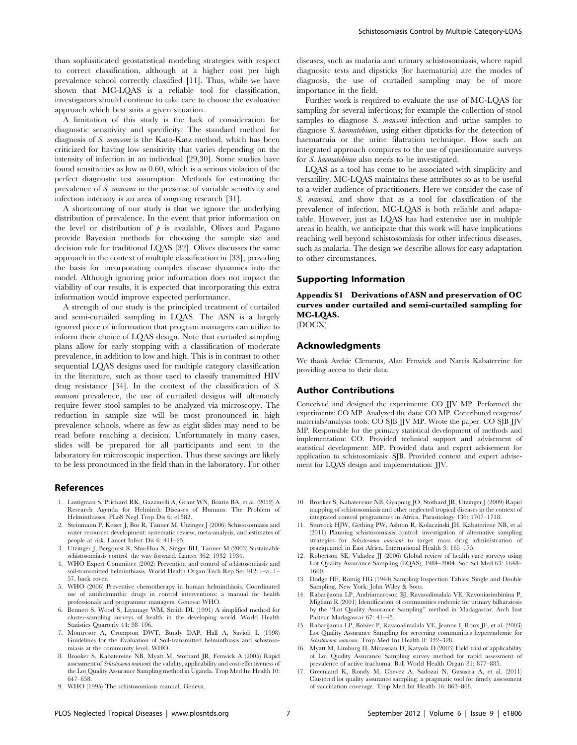than sophisiticated geostatistical modeling strategies with respect to correct classification, although at a higher cost per high prevalence school correctly classified [11]. Thus, while we have shown that MC-LQAS is a reliable tool for classification, investigators should continue to take care to choose the evaluative approach which best suits a given situation.

A limitation of this study is the lack of consideration for diagnostic sensitivity and specificity. The standard method for diagnosis of *S. mansoni* is the Kato-Katz method, which has been criticized for having low sensitivity that varies depending on the intensity of infection in an individual [29,30]. Some studies have found sensitivities as low as 0.60, which is a serious violation of the perfect diagnostic test assumption. Methods for estimating the prevalence of *S. mansoni* in the presense of variable sensitivity and infection intensity is an area of ongoing research [31].

A shortcoming of our study is that we ignore the underlying distribution of prevalence. In the event that prior information on the level or distribution of $p$ is available, Olives and Pagano provide Bayesian methods for choosing the sample size and decision rule for traditional LQAS [32]. Olives discusses the same approach in the context of multiple classification in [33], providing the basis for incorporating complex disease dynamics into the model. Although ignoring prior information does not impact the viability of our results, it is expected that incorporating this extra information would improve expected performance.

A strength of our study is the principled treatment of curtailed and semi-curtailed sampling in LQAS. The ASN is a largely ignored piece of information that program managers can utilize to inform their choice of LQAS design. Note that curtailed sampling plans allow for early stopping with a classification of moderate prevalence, in addition to low and high. This is in contrast to other sequential LQAS designs used for multiple category classification in the literature, such as those used to classify transmitted HIV drug resistance [34]. In the context of the classification of *S. mansoni* prevalence, the use of curtailed designs will ultimately require fewer stool samples to be analyzed via microscopy. The reduction in sample size will be most pronounced in high prevalence schools, where as few as eight slides may need to be read before reaching a decision. Unfortunately in many cases, slides will be prepared for all participants and sent to the laboratory for microscopic inspection. Thus these savings are likely to be less pronounced in the field than in the laboratory. For other diseases, such as malaria and urinary schistosomiasis, where rapid diagnositc tests and dipsticks (for haematuria) are the modes of diagnosis, the use of curtailed sampling may be of more importance in the field.

Further work is required to evaluate the use of MC-LQAS for sampling for several infections; for example the collection of stool samples to diagnose *S. mansoni* infection and urine samples to diagnose *S. haematobium*, using either dipsticks for the detection of haematruia or the urine filatration technique. How such an integrated approach compares to the use of questionnaire surveys for *S. haematobium* also needs to be investigated.

LQAS as a tool has come to be associated with simplicity and versatility. MC-LQAS maintains these attributes so as to be useful to a wider audience of practitioners. Here we consider the case of *S. mansoni*, and show that as a tool for classification of the prevalence of infection, MC-LQAS is both reliable and adapatable. However, just as LQAS has had extensive use in multiple areas in health, we anticipate that this work will have implications reaching well beyond schistosomiasis for other infectious diseases, such as malaria. The design we describe allows for easy adaptation to other circumstances.

## Supporting Information

**Appendix S1 Derivations of ASN and preservation of OC curves under curtailed and semi-curtailed sampling for MC-LQAS.**
(DOCX)

## Acknowledgments

We thank Archie Clements, Alan Fenwick and Narcis Kabatereine for providing access to their data.

## Author Contributions

Conceived and designed the experiments: CO JJV MP. Performed the experiments: CO MP. Analyzed the data: CO MP. Contributed reagents/materials/analysis tools: CO SJB JJV MP. Wrote the paper: CO SJB JJV MP. Responsible for the primary statistical development of methods and implementation: CO. Provided technical support and advisement of statistical development: MP. Provided data and expert advisement for application to schistosomiasis: SJB. Provided context and expert advisement for LQAS design and implementation: JJV.

## References

1. Lustigman S, Prichard RK, Gazzinelli A, Grant WN, Boatin BA, et al. (2012) A Research Agenda for Helminth Diseases of Humans: The Problem of Helminthiases. PLoS Negl Trop Dis 6: e1582.
2. Steinmann P, Keiser J, Bos R, Tanner M, Utzinger J (2006) Schistosomiasis and water resources development: systematic review, meta-analysis, and estimates of people at risk. Lancet Infect Dis 6: 411–25.
3. Utzinger J, Bergquist R, Shu-Hua X, Singer BH, Tanner M (2003) Sustainable schistosomiasis control–the way forward. Lancet 362: 1932–1934.
4. WHO Expert Committee (2002) Prevention and control of schistosomiasis and soil-transmitted helminthiasis. World Health Organ Tech Rep Ser 912: i–vi, 1–57, back cover.
5. WHO (2006) Preventive chemotherapy in human helminthiasis. Coordinated use of antihelminthic drugs in control interventions: a manual for health professionals and programme managers. Geneva: WHO.
6. Bennett S, Wood S, Liyanage WM, Smith DL (1991) A simplified method for cluster-sampling surveys of health in the developing world. World Health Statistics Quarterly 44: 98–106.
7. Montresor A, Crompton DWT, Bundy DAP, Hall A, Savioli L (1998) Guidelines for the Evaluation of Soil-transmitted helminthiasis and schistosomiasis at the community level. WHO.
8. Brooker S, Kabatereine NB, Myatt M, Stothard JR, Fenwick A (2005) Rapid assessment of *Schistosoma mansoni*: the validity, applicability and cost-effectiveness of the Lot Quality Assurance Sampling method in Uganda. Trop Med Int Health 10: 647–658.
9. WHO (1995) The schistosomiasis manual. Geneva.
10. Brooker S, Kabatereine NB, Gyapong JO, Stothard JR, Utzinger J (2009) Rapid mapping of schistosomiasis and other neglected tropical diseases in the context of integrated control programmes in Africa. Parasitology 136: 1707–1718.
11. Sturrock HJW, Gething PW, Ashton R, Kolaczinski JH, Kabatereine NB, et al (2011) Planning schistosomiasis control: investigation of alternative sampling strategies for *Schistosoma mansoni* to target mass drug administration of praziquantel in East Africa. International Health 3: 165–175.
12. Robertson SE, Valadez JJ (2006) Global review of health care surveys using Lot Quality Assurance Sampling (LQAS), 1984–2004. Soc Sci Med 63: 1648–1660.
13. Dodge HF, Romig HG (1944) Sampling Inspection Tables: Single and Double Sampling. New York: John Wiley & Sons.
14. Rabarijaona LP, Andriamaroson BJ, Ravaoalimalala VE, Ravoniarimbinina P, Migliani R (2001) Identification of communities endemic for urinary bilharziosis by the "Lot Quality Assurance Sampling" method in Madagascar. Arch Inst Pasteur Madagascar 67: 41–45.
15. Rabarijaona LP, Boisier P, Ravaoalimalala VE, Jeanne I, Roux JF, et al. (2003) Lot Quality Assurance Sampling for screening communities hyperendemic for *Schistosoma mansoni*. Trop Med Int Health 8: 322–328.
16. Myatt M, Limburg H, Minassian D, Katyola D (2003) Field trial of applicability of Lot Quality Assurance Sampling survey method for rapid assessment of prevalence of active trachoma. Bull World Health Organ 81: 877–885.
17. Greenland K, Rondy M, Chevez A, Sadozai N, Gasasira A, et al. (2011) Clustered lot quality assurance sampling: a pragmatic tool for timely assessment of vaccination coverage. Trop Med Int Health 16: 863–868.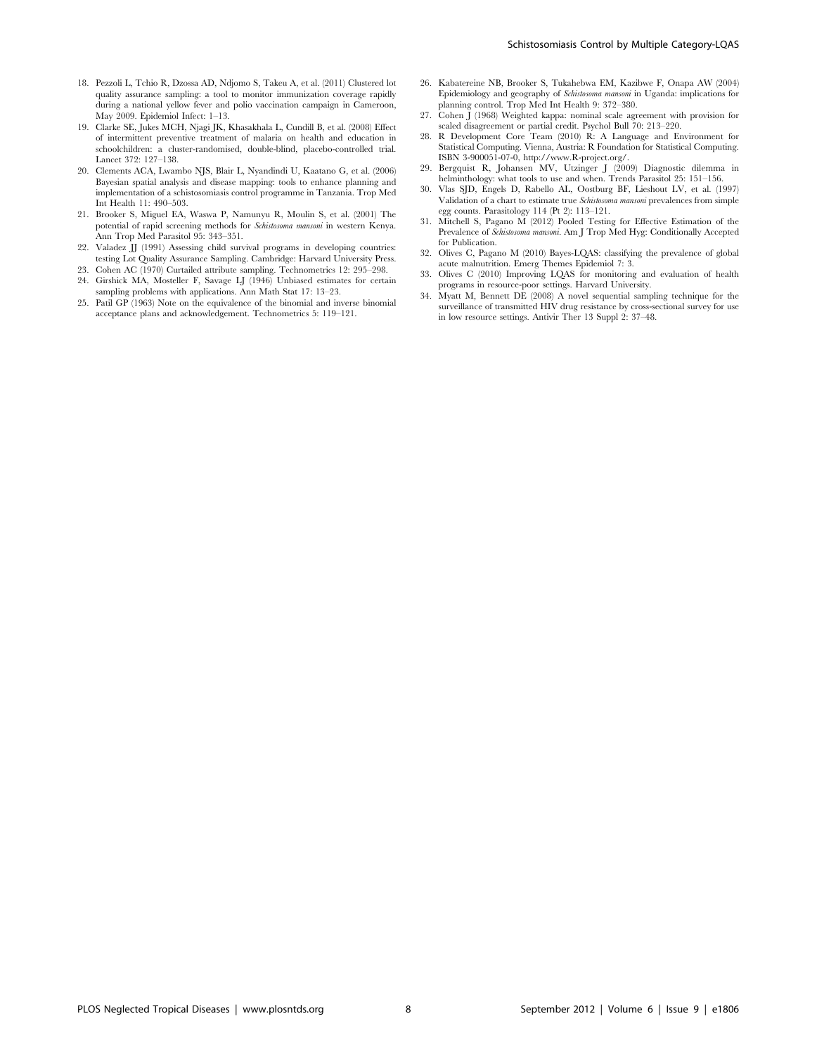18. Pezzoli L, Tchio R, Dzossa AD, Ndjomo S, Takeu A, et al. (2011) Clustered lot quality assurance sampling: a tool to monitor immunization coverage rapidly during a national yellow fever and polio vaccination campaign in Cameroon, May 2009. Epidemiol Infect: 1–13.
19. Clarke SE, Jukes MCH, Njagi JK, Khasakhala L, Cundill B, et al. (2008) Effect of intermittent preventive treatment of malaria on health and education in schoolchildren: a cluster-randomised, double-blind, placebo-controlled trial. Lancet 372: 127–138.
20. Clements ACA, Lwambo NJS, Blair L, Nyandindi U, Kaatano G, et al. (2006) Bayesian spatial analysis and disease mapping: tools to enhance planning and implementation of a schistosomiasis control programme in Tanzania. Trop Med Int Health 11: 490–503.
21. Brooker S, Miguel EA, Waswa P, Namunyu R, Moulin S, et al. (2001) The potential of rapid screening methods for *Schistosoma mansoni* in western Kenya. Ann Trop Med Parasitol 95: 343–351.
22. Valadez JJ (1991) Assessing child survival programs in developing countries: testing Lot Quality Assurance Sampling. Cambridge: Harvard University Press.
23. Cohen AC (1970) Curtailed attribute sampling. Technometrics 12: 295–298.
24. Girshick MA, Mosteller F, Savage LJ (1946) Unbiased estimates for certain sampling problems with applications. Ann Math Stat 17: 13–23.
25. Patil GP (1963) Note on the equivalence of the binomial and inverse binomial acceptance plans and acknowledgement. Technometrics 5: 119–121.
26. Kabatereine NB, Brooker S, Tukahebwa EM, Kazibwe F, Onapa AW (2004) Epidemiology and geography of *Schistosoma mansoni* in Uganda: implications for planning control. Trop Med Int Health 9: 372–380.
27. Cohen J (1968) Weighted kappa: nominal scale agreement with provision for scaled disagreement or partial credit. Psychol Bull 70: 213–220.
28. R Development Core Team (2010) R: A Language and Environment for Statistical Computing. Vienna, Austria: R Foundation for Statistical Computing. ISBN 3-900051-07-0, http://www.R-project.org/.
29. Bergquist R, Johansen MV, Utzinger J (2009) Diagnostic dilemma in helminthology: what tools to use and when. Trends Parasitol 25: 151–156.
30. Vlas SJD, Engels D, Rabello AL, Oostburg BF, Lieshout LV, et al. (1997) Validation of a chart to estimate true *Schistosoma mansoni* prevalences from simple egg counts. Parasitology 114 (Pt 2): 113–121.
31. Mitchell S, Pagano M (2012) Pooled Testing for Effective Estimation of the Prevalence of *Schistosoma mansoni*. Am J Trop Med Hyg: Conditionally Accepted for Publication.
32. Olives C, Pagano M (2010) Bayes-LQAS: classifying the prevalence of global acute malnutrition. Emerg Themes Epidemiol 7: 3.
33. Olives C (2010) Improving LQAS for monitoring and evaluation of health programs in resource-poor settings. Harvard University.
34. Myatt M, Bennett DE (2008) A novel sequential sampling technique for the surveillance of transmitted HIV drug resistance by cross-sectional survey for use in low resource settings. Antivir Ther 13 Suppl 2: 37–48.